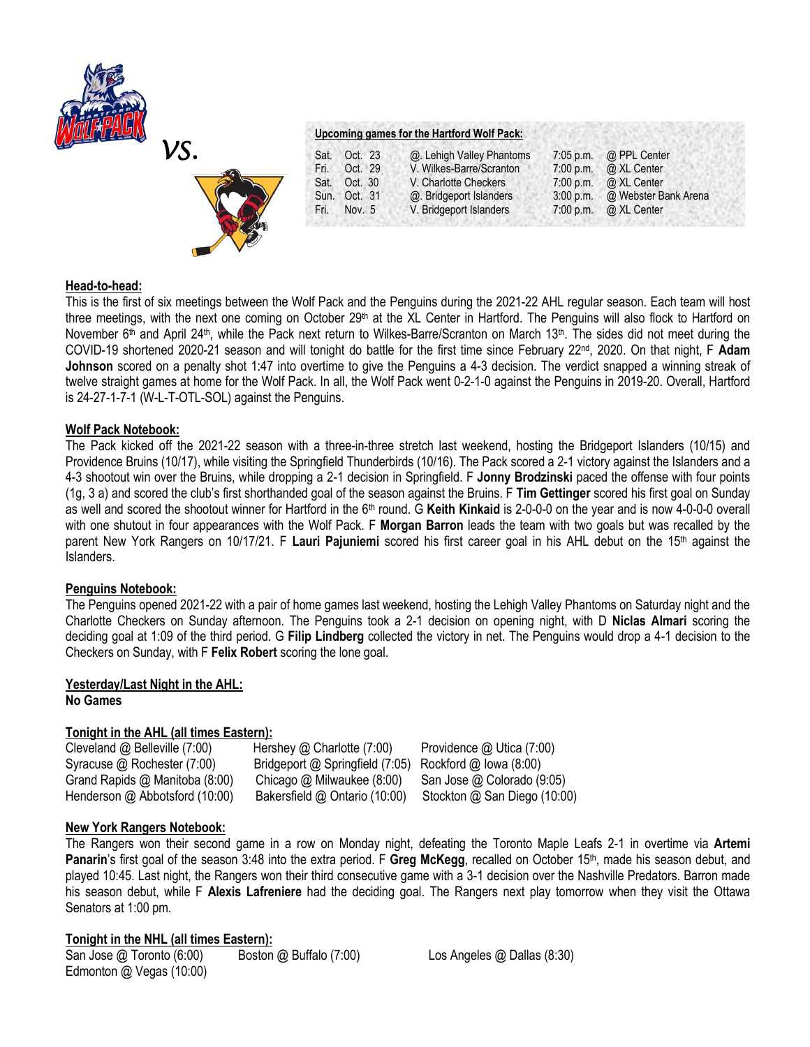vs.

**Upcoming games for the Hartford Wolf Pack:**

| | | | | |
|---|---|---|---|---|
| Sat. | Oct. 23 | @. Lehigh Valley Phantoms | 7:05 p.m. | @ PPL Center |
| Fri. | Oct. 29 | V. Wilkes-Barre/Scranton | 7:00 p.m. | @ XL Center |
| Sat. | Oct. 30 | V. Charlotte Checkers | 7:00 p.m. | @ XL Center |
| Sun. | Oct. 31 | @. Bridgeport Islanders | 3:00 p.m. | @ Webster Bank Arena |
| Fri. | Nov. 5 | V. Bridgeport Islanders | 7:00 p.m. | @ XL Center |

**Head-to-head:**

This is the first of six meetings between the Wolf Pack and the Penguins during the 2021-22 AHL regular season. Each team will host three meetings, with the next one coming on October 29th at the XL Center in Hartford. The Penguins will also flock to Hartford on November 6th and April 24th, while the Pack next return to Wilkes-Barre/Scranton on March 13th. The sides did not meet during the COVID-19 shortened 2020-21 season and will tonight do battle for the first time since February 22nd, 2020. On that night, F **Adam Johnson** scored on a penalty shot 1:47 into overtime to give the Penguins a 4-3 decision. The verdict snapped a winning streak of twelve straight games at home for the Wolf Pack. In all, the Wolf Pack went 0-2-1-0 against the Penguins in 2019-20. Overall, Hartford is 24-27-1-7-1 (W-L-T-OTL-SOL) against the Penguins.

**Wolf Pack Notebook:**

The Pack kicked off the 2021-22 season with a three-in-three stretch last weekend, hosting the Bridgeport Islanders (10/15) and Providence Bruins (10/17), while visiting the Springfield Thunderbirds (10/16). The Pack scored a 2-1 victory against the Islanders and a 4-3 shootout win over the Bruins, while dropping a 2-1 decision in Springfield. F **Jonny Brodzinski** paced the offense with four points (1g, 3 a) and scored the club's first shorthanded goal of the season against the Bruins. F **Tim Gettinger** scored his first goal on Sunday as well and scored the shootout winner for Hartford in the 6th round. G **Keith Kinkaid** is 2-0-0-0 on the year and is now 4-0-0-0 overall with one shutout in four appearances with the Wolf Pack. F **Morgan Barron** leads the team with two goals but was recalled by the parent New York Rangers on 10/17/21. F **Lauri Pajuniemi** scored his first career goal in his AHL debut on the 15th against the Islanders.

**Penguins Notebook:**

The Penguins opened 2021-22 with a pair of home games last weekend, hosting the Lehigh Valley Phantoms on Saturday night and the Charlotte Checkers on Sunday afternoon. The Penguins took a 2-1 decision on opening night, with D **Niclas Almari** scoring the deciding goal at 1:09 of the third period. G **Filip Lindberg** collected the victory in net. The Penguins would drop a 4-1 decision to the Checkers on Sunday, with F **Felix Robert** scoring the lone goal.

**Yesterday/Last Night in the AHL:**
**No Games**

**Tonight in the AHL (all times Eastern):**

| | | |
|---|---|---|
| Cleveland @ Belleville (7:00) | Hershey @ Charlotte (7:00) | Providence @ Utica (7:00) |
| Syracuse @ Rochester (7:00) | Bridgeport @ Springfield (7:05) | Rockford @ Iowa (8:00) |
| Grand Rapids @ Manitoba (8:00) | Chicago @ Milwaukee (8:00) | San Jose @ Colorado (9:05) |
| Henderson @ Abbotsford (10:00) | Bakersfield @ Ontario (10:00) | Stockton @ San Diego (10:00) |

**New York Rangers Notebook:**

The Rangers won their second game in a row on Monday night, defeating the Toronto Maple Leafs 2-1 in overtime via **Artemi Panarin**'s first goal of the season 3:48 into the extra period. F **Greg McKegg**, recalled on October 15th, made his season debut, and played 10:45. Last night, the Rangers won their third consecutive game with a 3-1 decision over the Nashville Predators. Barron made his season debut, while F **Alexis Lafreniere** had the deciding goal. The Rangers next play tomorrow when they visit the Ottawa Senators at 1:00 pm.

**Tonight in the NHL (all times Eastern):**

San Jose @ Toronto (6:00) Boston @ Buffalo (7:00) Los Angeles @ Dallas (8:30)
Edmonton @ Vegas (10:00)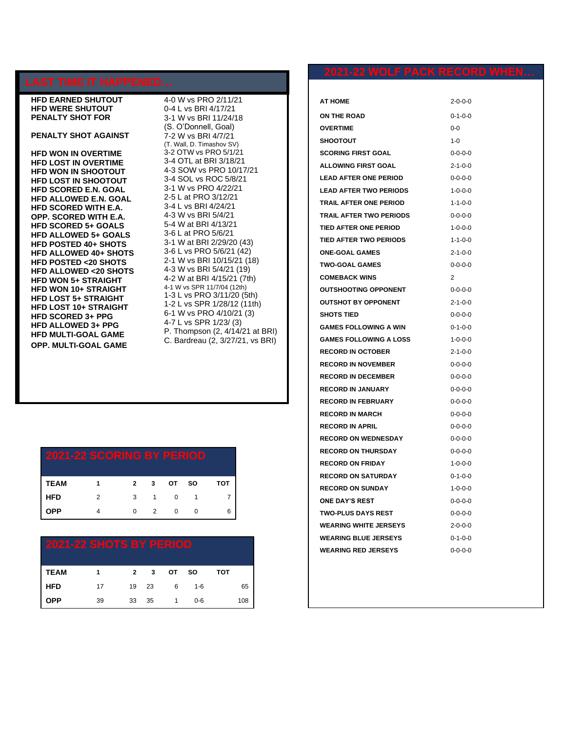## LAST TIME IT HAPPENED…

| | |
|---|---|
| **HFD EARNED SHUTOUT** | 4-0 W vs PRO 2/11/21 |
| **HFD WERE SHUTOUT** | 0-4 L vs BRI 4/17/21 |
| **PENALTY SHOT FOR** | 3-1 W vs BRI 11/24/18 (S. O'Donnell, Goal) |
| **PENALTY SHOT AGAINST** | 7-2 W vs BRI 4/7/21 (T. Wall, D. Timashov SV) |
| **HFD WON IN OVERTIME** | 3-2 OTW vs PRO 5/1/21 |
| **HFD LOST IN OVERTIME** | 3-4 OTL at BRI 3/18/21 |
| **HFD WON IN SHOOTOUT** | 4-3 SOW vs PRO 10/17/21 |
| **HFD LOST IN SHOOTOUT** | 3-4 SOL vs ROC 5/8/21 |
| **HFD SCORED E.N. GOAL** | 3-1 W vs PRO 4/22/21 |
| **HFD ALLOWED E.N. GOAL** | 2-5 L at PRO 3/12/21 |
| **HFD SCORED WITH E.A.** | 3-4 L vs BRI 4/24/21 |
| **OPP. SCORED WITH E.A.** | 4-3 W vs BRI 5/4/21 |
| **HFD SCORED 5+ GOALS** | 5-4 W at BRI 4/13/21 |
| **HFD ALLOWED 5+ GOALS** | 3-6 L at PRO 5/6/21 |
| **HFD POSTED 40+ SHOTS** | 3-1 W at BRI 2/29/20 (43) |
| **HFD ALLOWED 40+ SHOTS** | 3-6 L vs PRO 5/6/21 (42) |
| **HFD POSTED <20 SHOTS** | 2-1 W vs BRI 10/15/21 (18) |
| **HFD ALLOWED <20 SHOTS** | 4-3 W vs BRI 5/4/21 (19) |
| **HFD WON 5+ STRAIGHT** | 4-2 W at BRI 4/15/21 (7th) |
| **HFD WON 10+ STRAIGHT** | 4-1 W vs SPR 11/7/04 (12th) |
| **HFD LOST 5+ STRAIGHT** | 1-3 L vs PRO 3/11/20 (5th) |
| **HFD LOST 10+ STRAIGHT** | 1-2 L vs SPR 1/28/12 (11th) |
| **HFD SCORED 3+ PPG** | 6-1 W vs PRO 4/10/21 (3) |
| **HFD ALLOWED 3+ PPG** | 4-7 L vs SPR 1/23/ (3) |
| **HFD MULTI-GOAL GAME** | P. Thompson (2, 4/14/21 at BRI) |
| **OPP. MULTI-GOAL GAME** | C. Bardreau (2, 3/27/21, vs BRI) |

## 2021-22 SCORING BY PERIOD

| TEAM | 1 | 2 | 3 | OT | SO | TOT |
|---|---|---|---|---|---|---|
| HFD | 2 | 3 | 1 | 0 | 1 | 7 |
| OPP | 4 | 0 | 2 | 0 | 0 | 6 |

## 2021-22 SHOTS BY PERIOD

| TEAM | 1 | 2 | 3 | OT | SO | TOT |
|---|---|---|---|---|---|---|
| HFD | 17 | 19 | 23 | 6 | 1-6 | 65 |
| OPP | 39 | 33 | 35 | 1 | 0-6 | 108 |

## 2021-22 WOLF PACK RECORD WHEN…

| | |
|---|---|
| AT HOME | 2-0-0-0 |
| ON THE ROAD | 0-1-0-0 |
| OVERTIME | 0-0 |
| SHOOTOUT | 1-0 |
| SCORING FIRST GOAL | 0-0-0-0 |
| ALLOWING FIRST GOAL | 2-1-0-0 |
| LEAD AFTER ONE PERIOD | 0-0-0-0 |
| LEAD AFTER TWO PERIODS | 1-0-0-0 |
| TRAIL AFTER ONE PERIOD | 1-1-0-0 |
| TRAIL AFTER TWO PERIODS | 0-0-0-0 |
| TIED AFTER ONE PERIOD | 1-0-0-0 |
| TIED AFTER TWO PERIODS | 1-1-0-0 |
| ONE-GOAL GAMES | 2-1-0-0 |
| TWO-GOAL GAMES | 0-0-0-0 |
| COMEBACK WINS | 2 |
| OUTSHOOTING OPPONENT | 0-0-0-0 |
| OUTSHOT BY OPPONENT | 2-1-0-0 |
| SHOTS TIED | 0-0-0-0 |
| GAMES FOLLOWING A WIN | 0-1-0-0 |
| GAMES FOLLOWING A LOSS | 1-0-0-0 |
| RECORD IN OCTOBER | 2-1-0-0 |
| RECORD IN NOVEMBER | 0-0-0-0 |
| RECORD IN DECEMBER | 0-0-0-0 |
| RECORD IN JANUARY | 0-0-0-0 |
| RECORD IN FEBRUARY | 0-0-0-0 |
| RECORD IN MARCH | 0-0-0-0 |
| RECORD IN APRIL | 0-0-0-0 |
| RECORD ON WEDNESDAY | 0-0-0-0 |
| RECORD ON THURSDAY | 0-0-0-0 |
| RECORD ON FRIDAY | 1-0-0-0 |
| RECORD ON SATURDAY | 0-1-0-0 |
| RECORD ON SUNDAY | 1-0-0-0 |
| ONE DAY'S REST | 0-0-0-0 |
| TWO-PLUS DAYS REST | 0-0-0-0 |
| WEARING WHITE JERSEYS | 2-0-0-0 |
| WEARING BLUE JERSEYS | 0-1-0-0 |
| WEARING RED JERSEYS | 0-0-0-0 |